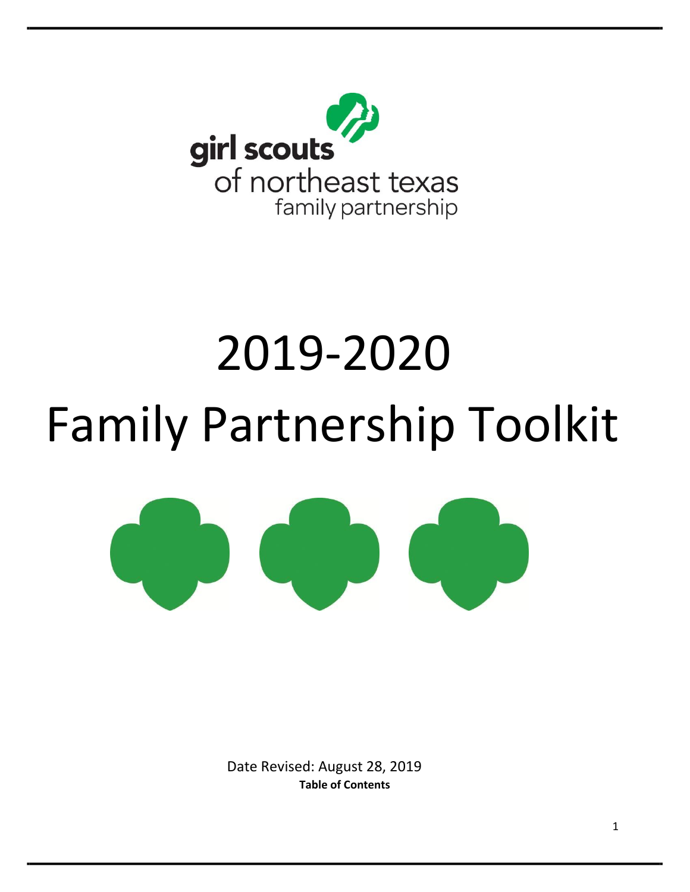girl scouts
of northeast texas
family partnership

# 2019-2020
# Family Partnership Toolkit

Date Revised: August 28, 2019

**Table of Contents**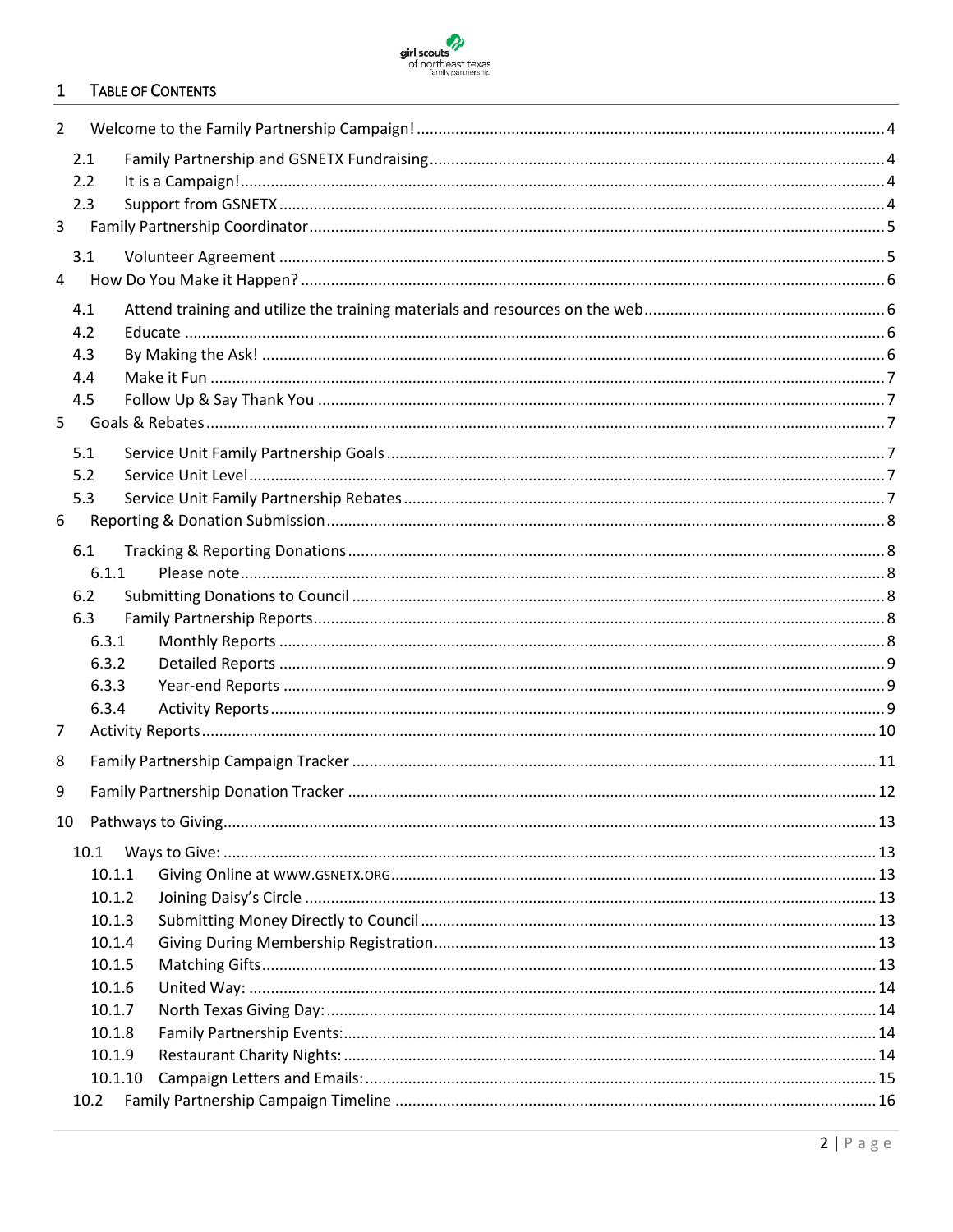# 1 TABLE OF CONTENTS

2 Welcome to the Family Partnership Campaign! .... 4
- 2.1 Family Partnership and GSNETX Fundraising .... 4
- 2.2 It is a Campaign! .... 4
- 2.3 Support from GSNETX .... 4

3 Family Partnership Coordinator .... 5
- 3.1 Volunteer Agreement .... 5

4 How Do You Make it Happen? .... 6
- 4.1 Attend training and utilize the training materials and resources on the web .... 6
- 4.2 Educate .... 6
- 4.3 By Making the Ask! .... 6
- 4.4 Make it Fun .... 7
- 4.5 Follow Up & Say Thank You .... 7

5 Goals & Rebates .... 7
- 5.1 Service Unit Family Partnership Goals .... 7
- 5.2 Service Unit Level .... 7
- 5.3 Service Unit Family Partnership Rebates .... 7

6 Reporting & Donation Submission .... 8
- 6.1 Tracking & Reporting Donations .... 8
  - 6.1.1 Please note .... 8
- 6.2 Submitting Donations to Council .... 8
- 6.3 Family Partnership Reports .... 8
  - 6.3.1 Monthly Reports .... 8
  - 6.3.2 Detailed Reports .... 9
  - 6.3.3 Year-end Reports .... 9
  - 6.3.4 Activity Reports .... 9

7 Activity Reports .... 10

8 Family Partnership Campaign Tracker .... 11

9 Family Partnership Donation Tracker .... 12

10 Pathways to Giving .... 13
- 10.1 Ways to Give: .... 13
  - 10.1.1 Giving Online at WWW.GSNETX.ORG .... 13
  - 10.1.2 Joining Daisy's Circle .... 13
  - 10.1.3 Submitting Money Directly to Council .... 13
  - 10.1.4 Giving During Membership Registration .... 13
  - 10.1.5 Matching Gifts .... 13
  - 10.1.6 United Way: .... 14
  - 10.1.7 North Texas Giving Day: .... 14
  - 10.1.8 Family Partnership Events: .... 14
  - 10.1.9 Restaurant Charity Nights: .... 14
  - 10.1.10 Campaign Letters and Emails: .... 15
- 10.2 Family Partnership Campaign Timeline .... 16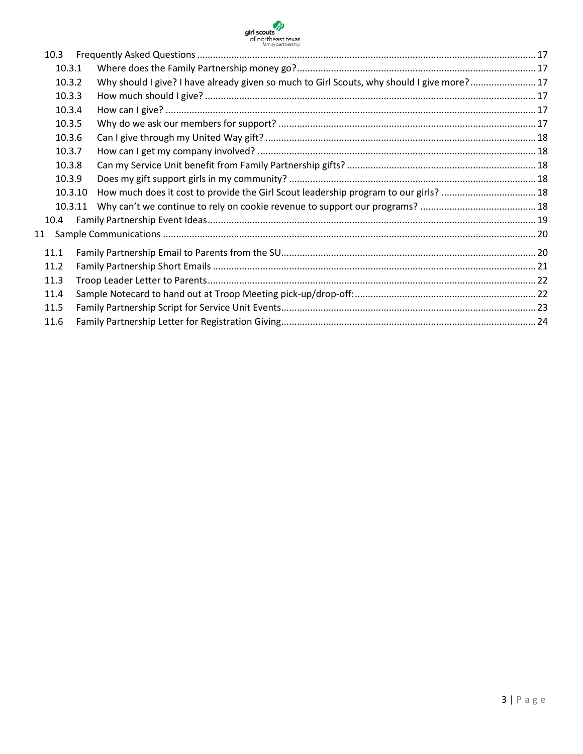- 10.3 Frequently Asked Questions ... 17
  - 10.3.1 Where does the Family Partnership money go? ... 17
  - 10.3.2 Why should I give? I have already given so much to Girl Scouts, why should I give more? ... 17
  - 10.3.3 How much should I give? ... 17
  - 10.3.4 How can I give? ... 17
  - 10.3.5 Why do we ask our members for support? ... 17
  - 10.3.6 Can I give through my United Way gift? ... 18
  - 10.3.7 How can I get my company involved? ... 18
  - 10.3.8 Can my Service Unit benefit from Family Partnership gifts? ... 18
  - 10.3.9 Does my gift support girls in my community? ... 18
  - 10.3.10 How much does it cost to provide the Girl Scout leadership program to our girls? ... 18
  - 10.3.11 Why can't we continue to rely on cookie revenue to support our programs? ... 18
- 10.4 Family Partnership Event Ideas ... 19

11 Sample Communications ... 20

- 11.1 Family Partnership Email to Parents from the SU ... 20
- 11.2 Family Partnership Short Emails ... 21
- 11.3 Troop Leader Letter to Parents ... 22
- 11.4 Sample Notecard to hand out at Troop Meeting pick-up/drop-off: ... 22
- 11.5 Family Partnership Script for Service Unit Events ... 23
- 11.6 Family Partnership Letter for Registration Giving ... 24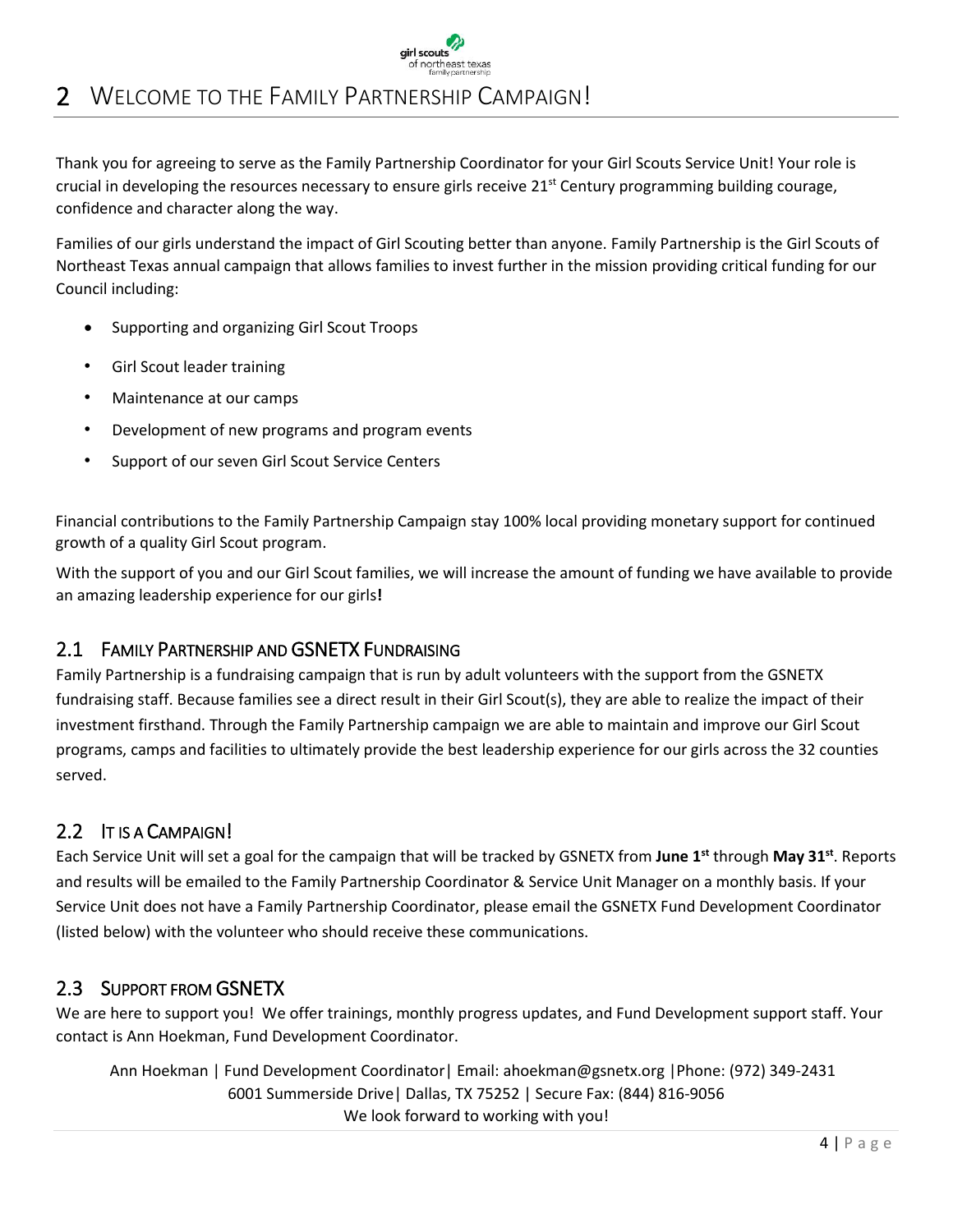# 2 Welcome to the Family Partnership Campaign!

Thank you for agreeing to serve as the Family Partnership Coordinator for your Girl Scouts Service Unit! Your role is crucial in developing the resources necessary to ensure girls receive 21st Century programming building courage, confidence and character along the way.

Families of our girls understand the impact of Girl Scouting better than anyone. Family Partnership is the Girl Scouts of Northeast Texas annual campaign that allows families to invest further in the mission providing critical funding for our Council including:

- Supporting and organizing Girl Scout Troops
- Girl Scout leader training
- Maintenance at our camps
- Development of new programs and program events
- Support of our seven Girl Scout Service Centers

Financial contributions to the Family Partnership Campaign stay 100% local providing monetary support for continued growth of a quality Girl Scout program.

With the support of you and our Girl Scout families, we will increase the amount of funding we have available to provide an amazing leadership experience for our girls**!**

## 2.1 Family Partnership and GSNETX Fundraising

Family Partnership is a fundraising campaign that is run by adult volunteers with the support from the GSNETX fundraising staff. Because families see a direct result in their Girl Scout(s), they are able to realize the impact of their investment firsthand. Through the Family Partnership campaign we are able to maintain and improve our Girl Scout programs, camps and facilities to ultimately provide the best leadership experience for our girls across the 32 counties served.

## 2.2 It is a Campaign!

Each Service Unit will set a goal for the campaign that will be tracked by GSNETX from **June 1st** through **May 31st**. Reports and results will be emailed to the Family Partnership Coordinator & Service Unit Manager on a monthly basis. If your Service Unit does not have a Family Partnership Coordinator, please email the GSNETX Fund Development Coordinator (listed below) with the volunteer who should receive these communications.

## 2.3 Support from GSNETX

We are here to support you! We offer trainings, monthly progress updates, and Fund Development support staff. Your contact is Ann Hoekman, Fund Development Coordinator.

Ann Hoekman | Fund Development Coordinator| Email: ahoekman@gsnetx.org |Phone: (972) 349-2431
6001 Summerside Drive| Dallas, TX 75252 | Secure Fax: (844) 816-9056
We look forward to working with you!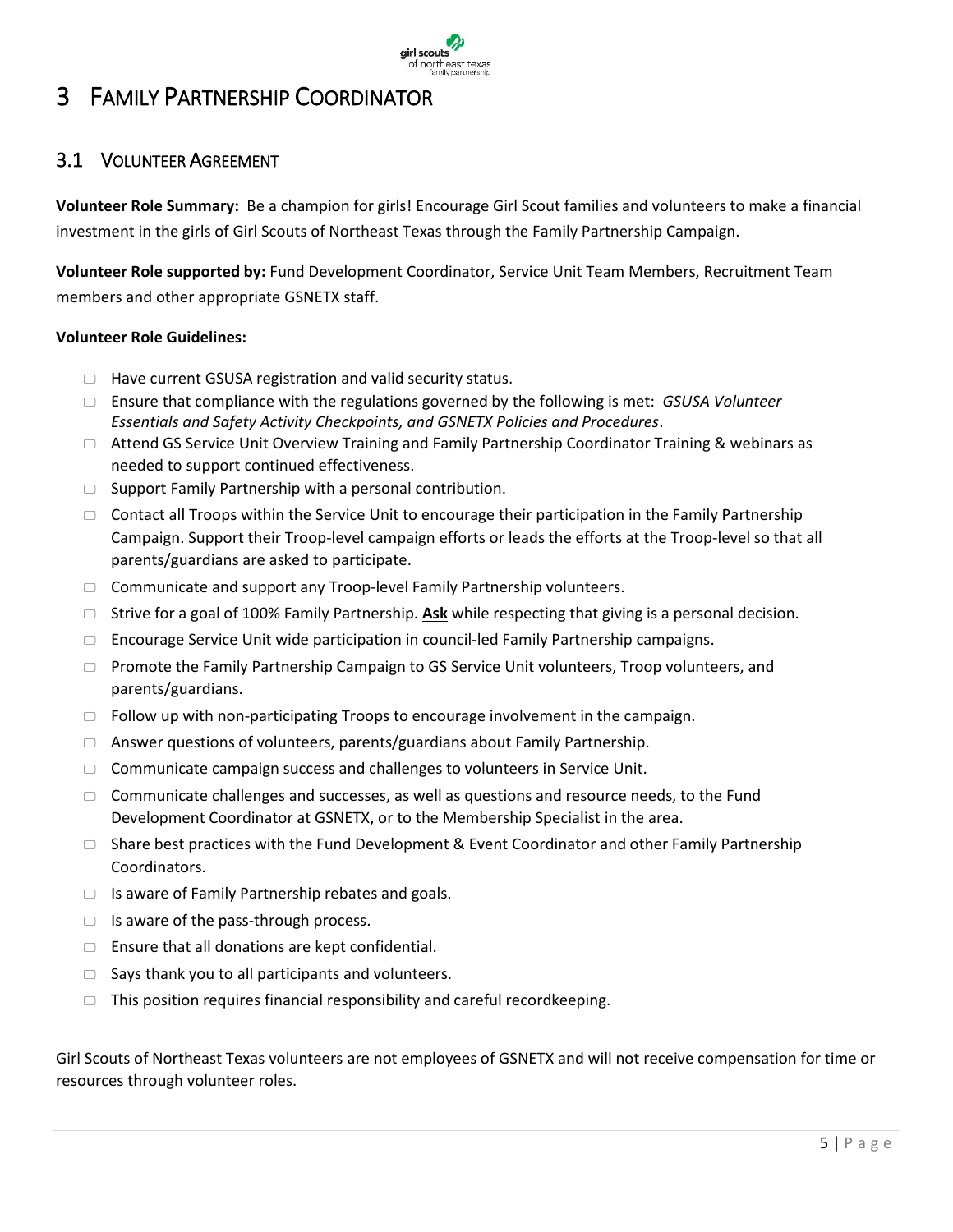# 3 Family Partnership Coordinator

## 3.1 Volunteer Agreement

**Volunteer Role Summary:** Be a champion for girls! Encourage Girl Scout families and volunteers to make a financial investment in the girls of Girl Scouts of Northeast Texas through the Family Partnership Campaign.

**Volunteer Role supported by:** Fund Development Coordinator, Service Unit Team Members, Recruitment Team members and other appropriate GSNETX staff.

**Volunteer Role Guidelines:**

- Have current GSUSA registration and valid security status.
- Ensure that compliance with the regulations governed by the following is met: *GSUSA Volunteer Essentials and Safety Activity Checkpoints, and GSNETX Policies and Procedures*.
- Attend GS Service Unit Overview Training and Family Partnership Coordinator Training & webinars as needed to support continued effectiveness.
- Support Family Partnership with a personal contribution.
- Contact all Troops within the Service Unit to encourage their participation in the Family Partnership Campaign. Support their Troop-level campaign efforts or leads the efforts at the Troop-level so that all parents/guardians are asked to participate.
- Communicate and support any Troop-level Family Partnership volunteers.
- Strive for a goal of 100% Family Partnership. **Ask** while respecting that giving is a personal decision.
- Encourage Service Unit wide participation in council-led Family Partnership campaigns.
- Promote the Family Partnership Campaign to GS Service Unit volunteers, Troop volunteers, and parents/guardians.
- Follow up with non-participating Troops to encourage involvement in the campaign.
- Answer questions of volunteers, parents/guardians about Family Partnership.
- Communicate campaign success and challenges to volunteers in Service Unit.
- Communicate challenges and successes, as well as questions and resource needs, to the Fund Development Coordinator at GSNETX, or to the Membership Specialist in the area.
- Share best practices with the Fund Development & Event Coordinator and other Family Partnership Coordinators.
- Is aware of Family Partnership rebates and goals.
- Is aware of the pass-through process.
- Ensure that all donations are kept confidential.
- Says thank you to all participants and volunteers.
- This position requires financial responsibility and careful recordkeeping.

Girl Scouts of Northeast Texas volunteers are not employees of GSNETX and will not receive compensation for time or resources through volunteer roles.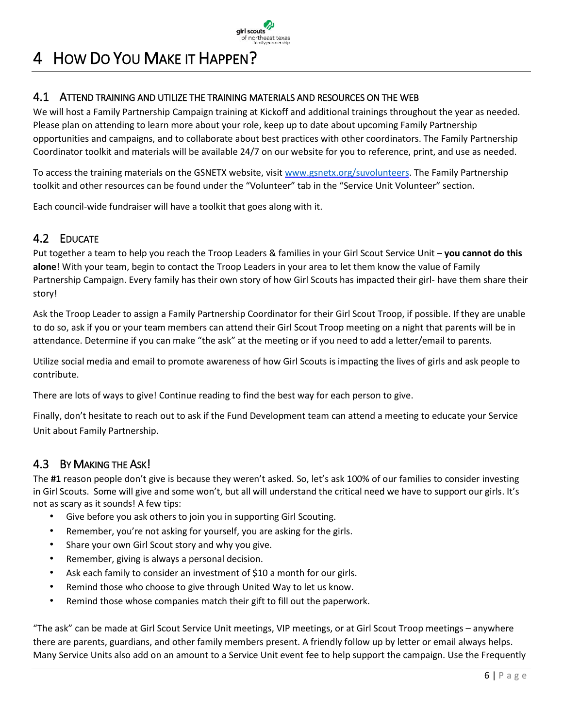# 4 How Do You Make it Happen?

## 4.1 Attend Training and Utilize the Training Materials and Resources on the Web

We will host a Family Partnership Campaign training at Kickoff and additional trainings throughout the year as needed. Please plan on attending to learn more about your role, keep up to date about upcoming Family Partnership opportunities and campaigns, and to collaborate about best practices with other coordinators. The Family Partnership Coordinator toolkit and materials will be available 24/7 on our website for you to reference, print, and use as needed.

To access the training materials on the GSNETX website, visit www.gsnetx.org/suvolunteers. The Family Partnership toolkit and other resources can be found under the "Volunteer" tab in the "Service Unit Volunteer" section.

Each council-wide fundraiser will have a toolkit that goes along with it.

## 4.2 Educate

Put together a team to help you reach the Troop Leaders & families in your Girl Scout Service Unit – **you cannot do this alone**! With your team, begin to contact the Troop Leaders in your area to let them know the value of Family Partnership Campaign. Every family has their own story of how Girl Scouts has impacted their girl- have them share their story!

Ask the Troop Leader to assign a Family Partnership Coordinator for their Girl Scout Troop, if possible. If they are unable to do so, ask if you or your team members can attend their Girl Scout Troop meeting on a night that parents will be in attendance. Determine if you can make "the ask" at the meeting or if you need to add a letter/email to parents.

Utilize social media and email to promote awareness of how Girl Scouts is impacting the lives of girls and ask people to contribute.

There are lots of ways to give! Continue reading to find the best way for each person to give.

Finally, don't hesitate to reach out to ask if the Fund Development team can attend a meeting to educate your Service Unit about Family Partnership.

## 4.3 By Making the Ask!

The **#1** reason people don't give is because they weren't asked. So, let's ask 100% of our families to consider investing in Girl Scouts. Some will give and some won't, but all will understand the critical need we have to support our girls. It's not as scary as it sounds! A few tips:

- Give before you ask others to join you in supporting Girl Scouting.
- Remember, you're not asking for yourself, you are asking for the girls.
- Share your own Girl Scout story and why you give.
- Remember, giving is always a personal decision.
- Ask each family to consider an investment of $10 a month for our girls.
- Remind those who choose to give through United Way to let us know.
- Remind those whose companies match their gift to fill out the paperwork.

"The ask" can be made at Girl Scout Service Unit meetings, VIP meetings, or at Girl Scout Troop meetings – anywhere there are parents, guardians, and other family members present. A friendly follow up by letter or email always helps. Many Service Units also add on an amount to a Service Unit event fee to help support the campaign. Use the Frequently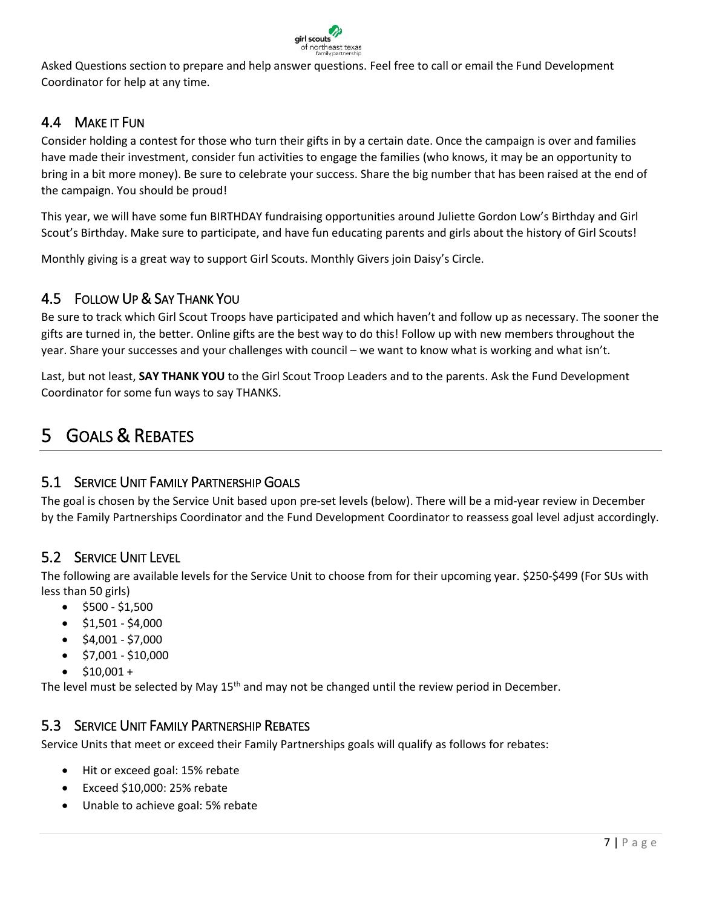Asked Questions section to prepare and help answer questions. Feel free to call or email the Fund Development Coordinator for help at any time.

### 4.4 Make it Fun

Consider holding a contest for those who turn their gifts in by a certain date. Once the campaign is over and families have made their investment, consider fun activities to engage the families (who knows, it may be an opportunity to bring in a bit more money). Be sure to celebrate your success. Share the big number that has been raised at the end of the campaign. You should be proud!

This year, we will have some fun BIRTHDAY fundraising opportunities around Juliette Gordon Low's Birthday and Girl Scout's Birthday. Make sure to participate, and have fun educating parents and girls about the history of Girl Scouts!

Monthly giving is a great way to support Girl Scouts. Monthly Givers join Daisy's Circle.

### 4.5 Follow Up & Say Thank You

Be sure to track which Girl Scout Troops have participated and which haven't and follow up as necessary. The sooner the gifts are turned in, the better. Online gifts are the best way to do this! Follow up with new members throughout the year. Share your successes and your challenges with council – we want to know what is working and what isn't.

Last, but not least, **SAY THANK YOU** to the Girl Scout Troop Leaders and to the parents. Ask the Fund Development Coordinator for some fun ways to say THANKS.

## 5 Goals & Rebates

### 5.1 Service Unit Family Partnership Goals

The goal is chosen by the Service Unit based upon pre-set levels (below). There will be a mid-year review in December by the Family Partnerships Coordinator and the Fund Development Coordinator to reassess goal level adjust accordingly.

### 5.2 Service Unit Level

The following are available levels for the Service Unit to choose from for their upcoming year. $250-$499 (For SUs with less than 50 girls)

- $500 - $1,500
- $1,501 - $4,000
- $4,001 - $7,000
- $7,001 - $10,000
- $10,001 +

The level must be selected by May 15th and may not be changed until the review period in December.

### 5.3 Service Unit Family Partnership Rebates

Service Units that meet or exceed their Family Partnerships goals will qualify as follows for rebates:

- Hit or exceed goal: 15% rebate
- Exceed $10,000: 25% rebate
- Unable to achieve goal: 5% rebate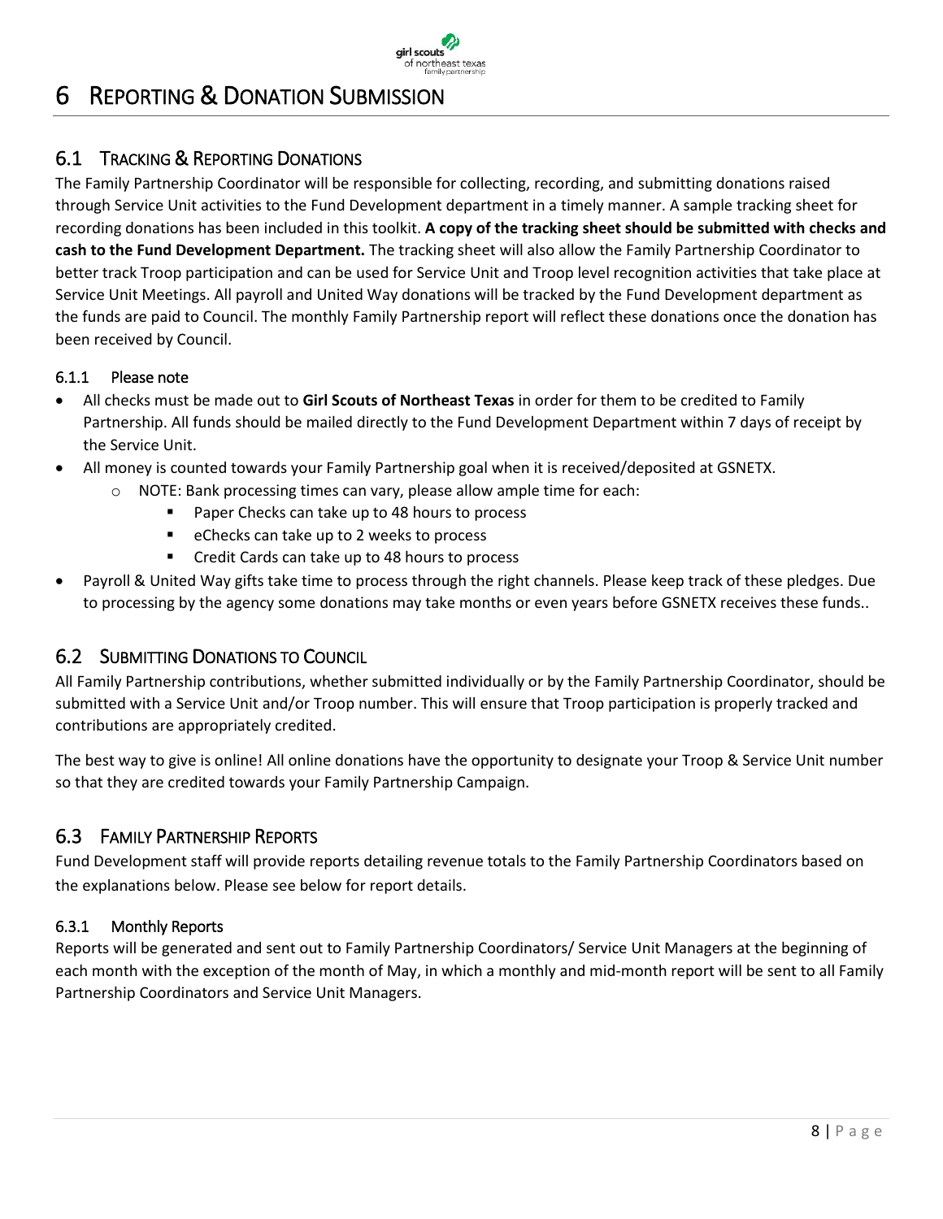# 6 REPORTING & DONATION SUBMISSION

## 6.1 TRACKING & REPORTING DONATIONS

The Family Partnership Coordinator will be responsible for collecting, recording, and submitting donations raised through Service Unit activities to the Fund Development department in a timely manner. A sample tracking sheet for recording donations has been included in this toolkit. **A copy of the tracking sheet should be submitted with checks and cash to the Fund Development Department.** The tracking sheet will also allow the Family Partnership Coordinator to better track Troop participation and can be used for Service Unit and Troop level recognition activities that take place at Service Unit Meetings. All payroll and United Way donations will be tracked by the Fund Development department as the funds are paid to Council. The monthly Family Partnership report will reflect these donations once the donation has been received by Council.

### 6.1.1 Please note

- All checks must be made out to **Girl Scouts of Northeast Texas** in order for them to be credited to Family Partnership. All funds should be mailed directly to the Fund Development Department within 7 days of receipt by the Service Unit.
- All money is counted towards your Family Partnership goal when it is received/deposited at GSNETX.
  - NOTE: Bank processing times can vary, please allow ample time for each:
    - Paper Checks can take up to 48 hours to process
    - eChecks can take up to 2 weeks to process
    - Credit Cards can take up to 48 hours to process
- Payroll & United Way gifts take time to process through the right channels. Please keep track of these pledges. Due to processing by the agency some donations may take months or even years before GSNETX receives these funds..

## 6.2 SUBMITTING DONATIONS TO COUNCIL

All Family Partnership contributions, whether submitted individually or by the Family Partnership Coordinator, should be submitted with a Service Unit and/or Troop number. This will ensure that Troop participation is properly tracked and contributions are appropriately credited.

The best way to give is online! All online donations have the opportunity to designate your Troop & Service Unit number so that they are credited towards your Family Partnership Campaign.

## 6.3 FAMILY PARTNERSHIP REPORTS

Fund Development staff will provide reports detailing revenue totals to the Family Partnership Coordinators based on the explanations below. Please see below for report details.

### 6.3.1 Monthly Reports

Reports will be generated and sent out to Family Partnership Coordinators/ Service Unit Managers at the beginning of each month with the exception of the month of May, in which a monthly and mid-month report will be sent to all Family Partnership Coordinators and Service Unit Managers.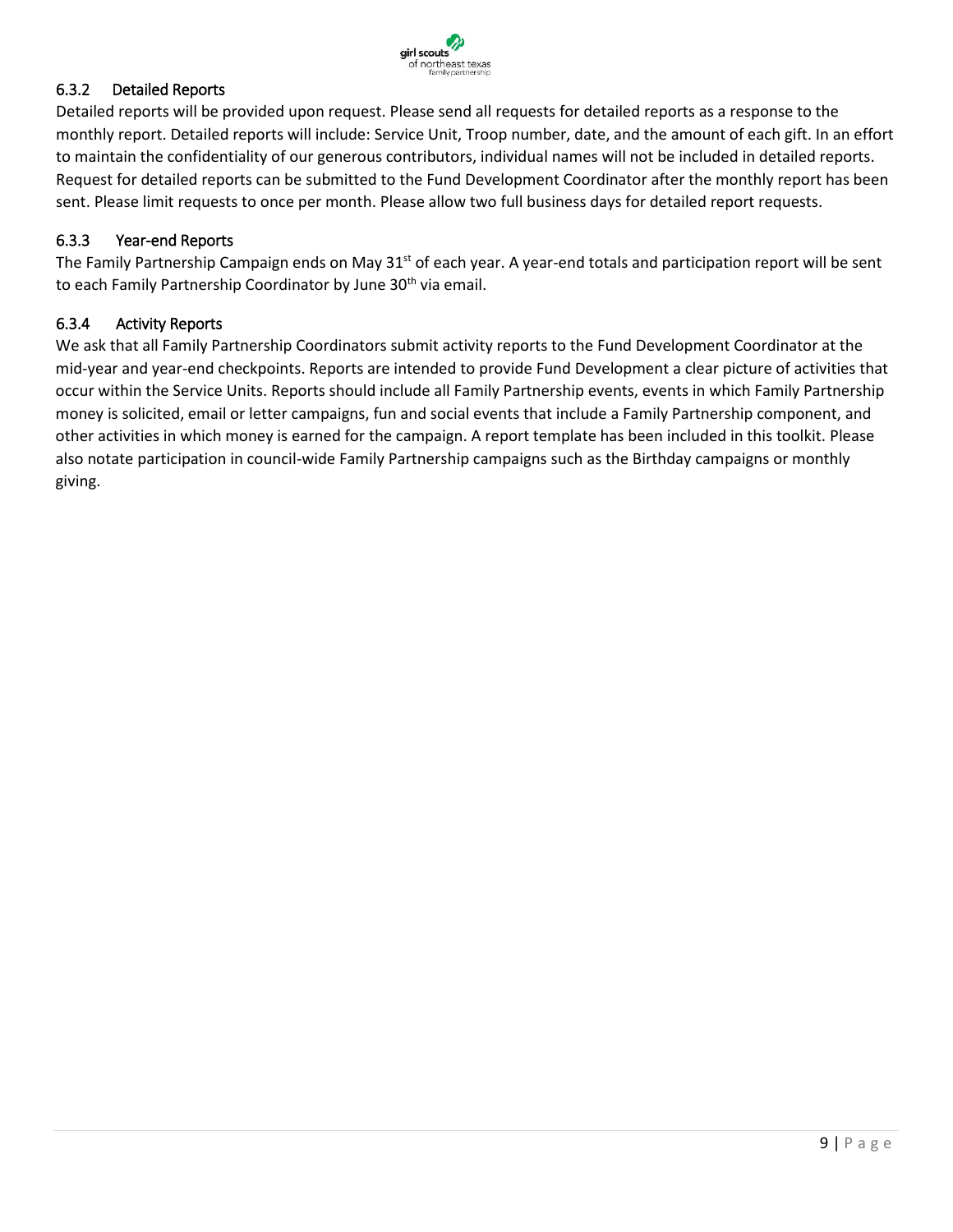### 6.3.2 Detailed Reports

Detailed reports will be provided upon request. Please send all requests for detailed reports as a response to the monthly report. Detailed reports will include: Service Unit, Troop number, date, and the amount of each gift. In an effort to maintain the confidentiality of our generous contributors, individual names will not be included in detailed reports. Request for detailed reports can be submitted to the Fund Development Coordinator after the monthly report has been sent. Please limit requests to once per month. Please allow two full business days for detailed report requests.

### 6.3.3 Year-end Reports

The Family Partnership Campaign ends on May 31st of each year. A year-end totals and participation report will be sent to each Family Partnership Coordinator by June 30th via email.

### 6.3.4 Activity Reports

We ask that all Family Partnership Coordinators submit activity reports to the Fund Development Coordinator at the mid-year and year-end checkpoints. Reports are intended to provide Fund Development a clear picture of activities that occur within the Service Units. Reports should include all Family Partnership events, events in which Family Partnership money is solicited, email or letter campaigns, fun and social events that include a Family Partnership component, and other activities in which money is earned for the campaign. A report template has been included in this toolkit. Please also notate participation in council-wide Family Partnership campaigns such as the Birthday campaigns or monthly giving.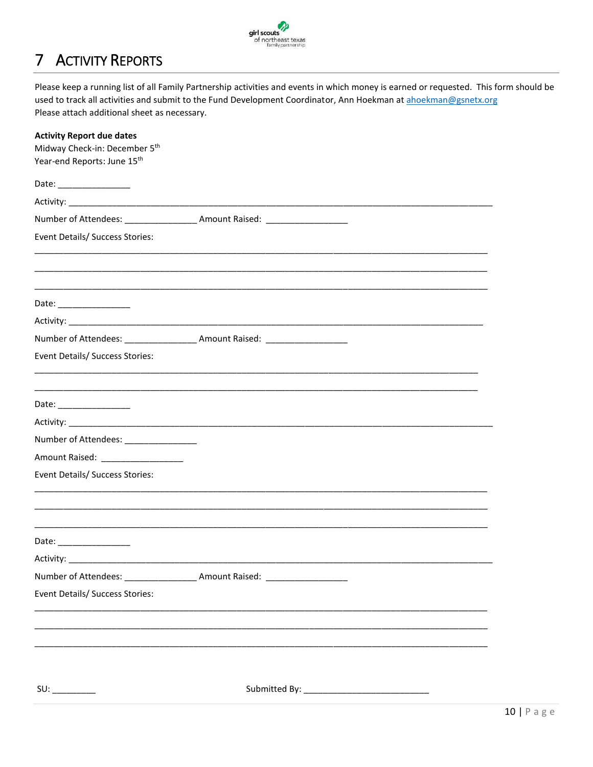# 7 Activity Reports

Please keep a running list of all Family Partnership activities and events in which money is earned or requested. This form should be used to track all activities and submit to the Fund Development Coordinator, Ann Hoekman at ahoekman@gsnetx.org
Please attach additional sheet as necessary.

**Activity Report due dates**
Midway Check-in: December 5th
Year-end Reports: June 15th

Date: _______________

Activity: _____________________________________________________________________________________

Number of Attendees: _______________ Amount Raised: _________________

Event Details/ Success Stories:

_____________________________________________________________________________________________

_____________________________________________________________________________________________

_____________________________________________________________________________________________

Date: _______________

Activity: _____________________________________________________________________________________

Number of Attendees: _______________ Amount Raised: _________________

Event Details/ Success Stories:

_____________________________________________________________________________________________

_____________________________________________________________________________________________

Date: _______________

Activity: _____________________________________________________________________________________

Number of Attendees: _______________

Amount Raised: _________________

Event Details/ Success Stories:

_____________________________________________________________________________________________

_____________________________________________________________________________________________

_____________________________________________________________________________________________

Date: _______________

Activity: _____________________________________________________________________________________

Number of Attendees: _______________ Amount Raised: _________________

Event Details/ Success Stories:

_____________________________________________________________________________________________

_____________________________________________________________________________________________

_____________________________________________________________________________________________

SU: _________ Submitted By: __________________________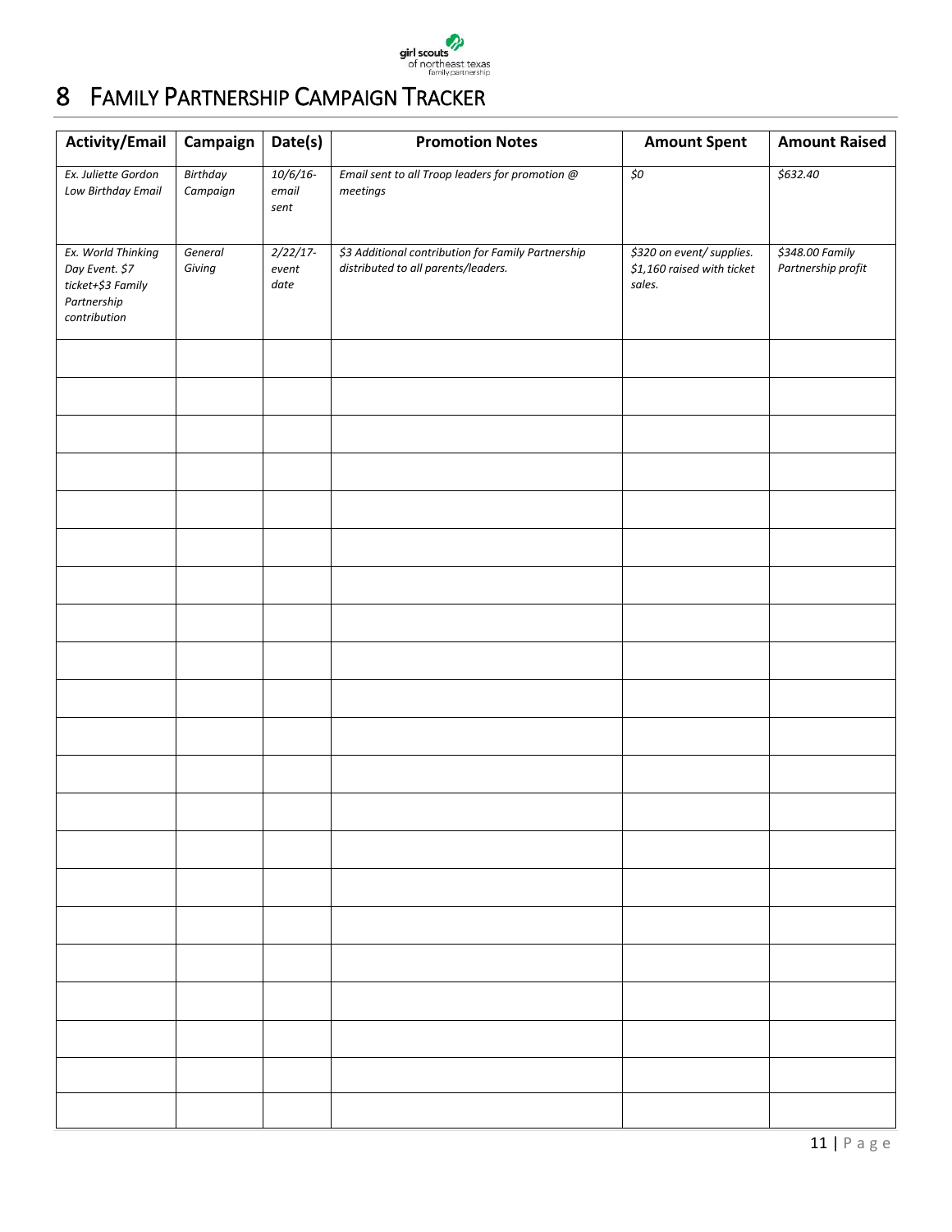# 8 FAMILY PARTNERSHIP CAMPAIGN TRACKER

| Activity/Email | Campaign | Date(s) | Promotion Notes | Amount Spent | Amount Raised |
|---|---|---|---|---|---|
| *Ex. Juliette Gordon Low Birthday Email* | *Birthday Campaign* | *10/6/16- email sent* | *Email sent to all Troop leaders for promotion @ meetings* | *$0* | *$632.40* |
| *Ex. World Thinking Day Event. $7 ticket+$3 Family Partnership contribution* | *General Giving* | *2/22/17- event date* | *$3 Additional contribution for Family Partnership distributed to all parents/leaders.* | *$320 on event/ supplies. $1,160 raised with ticket sales.* | *$348.00 Family Partnership profit* |
| | | | | | |
| | | | | | |
| | | | | | |
| | | | | | |
| | | | | | |
| | | | | | |
| | | | | | |
| | | | | | |
| | | | | | |
| | | | | | |
| | | | | | |
| | | | | | |
| | | | | | |
| | | | | | |
| | | | | | |
| | | | | | |
| | | | | | |
| | | | | | |
| | | | | | |
| | | | | | |
| | | | | | |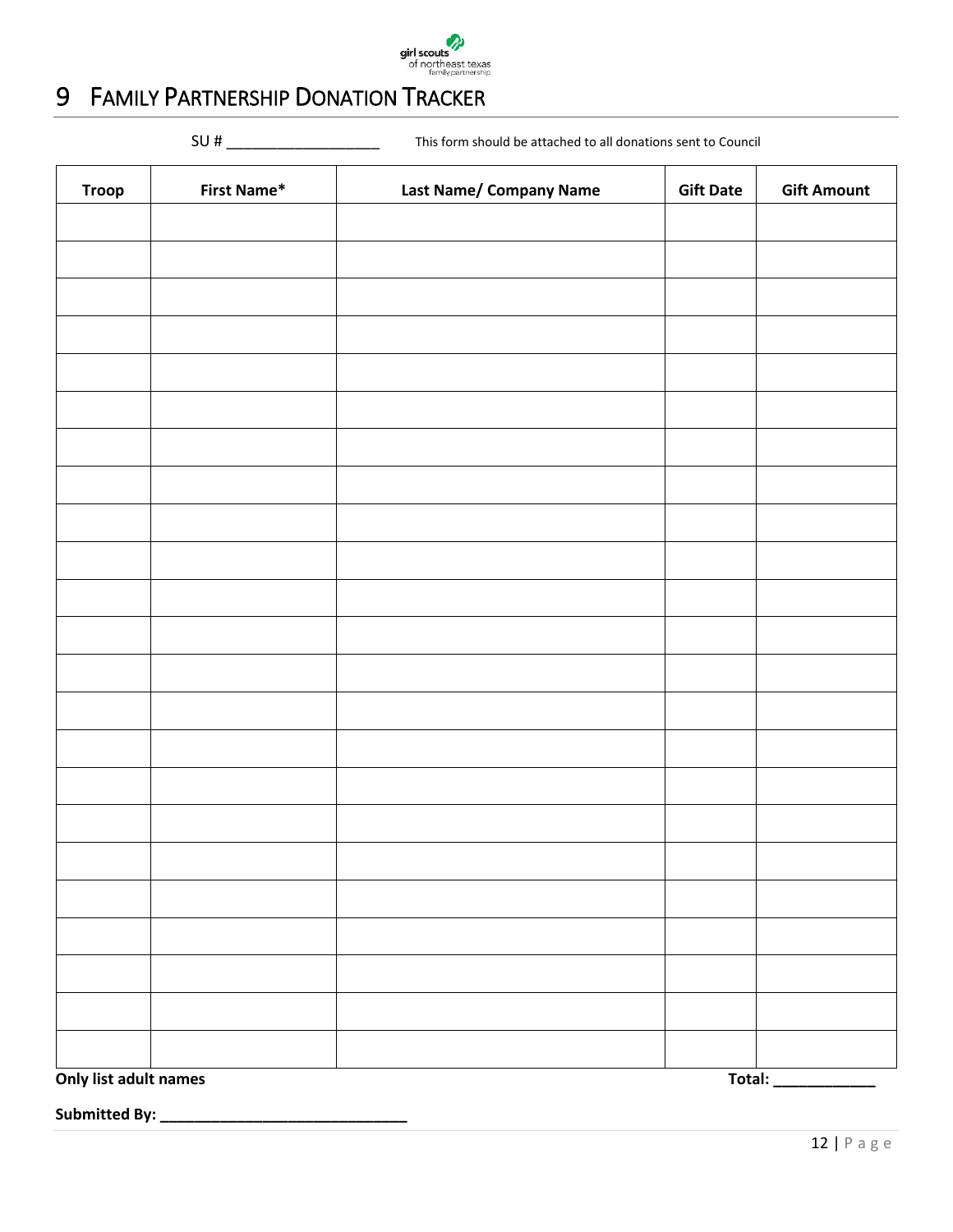# 9 FAMILY PARTNERSHIP DONATION TRACKER

SU # ___________________ This form should be attached to all donations sent to Council

| Troop | First Name* | Last Name/ Company Name | Gift Date | Gift Amount |
|---|---|---|---|---|
| | | | | |
| | | | | |
| | | | | |
| | | | | |
| | | | | |
| | | | | |
| | | | | |
| | | | | |
| | | | | |
| | | | | |
| | | | | |
| | | | | |
| | | | | |
| | | | | |
| | | | | |
| | | | | |
| | | | | |
| | | | | |
| | | | | |
| | | | | |
| | | | | |
| | | | | |
| | | | | |

**Only list adult names** **Total: ____________**

**Submitted By: ______________________________**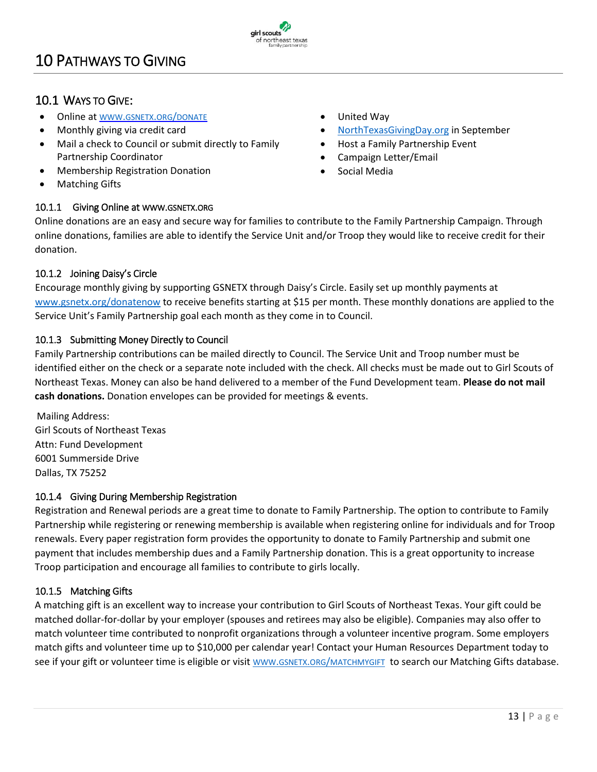# 10 Pathways to Giving

## 10.1 Ways to Give:

- Online at WWW.GSNETX.ORG/DONATE
- Monthly giving via credit card
- Mail a check to Council or submit directly to Family Partnership Coordinator
- Membership Registration Donation
- Matching Gifts
- United Way
- NorthTexasGivingDay.org in September
- Host a Family Partnership Event
- Campaign Letter/Email
- Social Media

### 10.1.1 Giving Online at WWW.GSNETX.ORG

Online donations are an easy and secure way for families to contribute to the Family Partnership Campaign. Through online donations, families are able to identify the Service Unit and/or Troop they would like to receive credit for their donation.

### 10.1.2 Joining Daisy's Circle

Encourage monthly giving by supporting GSNETX through Daisy's Circle. Easily set up monthly payments at www.gsnetx.org/donatenow to receive benefits starting at $15 per month. These monthly donations are applied to the Service Unit's Family Partnership goal each month as they come in to Council.

### 10.1.3 Submitting Money Directly to Council

Family Partnership contributions can be mailed directly to Council. The Service Unit and Troop number must be identified either on the check or a separate note included with the check. All checks must be made out to Girl Scouts of Northeast Texas. Money can also be hand delivered to a member of the Fund Development team. **Please do not mail cash donations.** Donation envelopes can be provided for meetings & events.

Mailing Address:
Girl Scouts of Northeast Texas
Attn: Fund Development
6001 Summerside Drive
Dallas, TX 75252

### 10.1.4 Giving During Membership Registration

Registration and Renewal periods are a great time to donate to Family Partnership. The option to contribute to Family Partnership while registering or renewing membership is available when registering online for individuals and for Troop renewals. Every paper registration form provides the opportunity to donate to Family Partnership and submit one payment that includes membership dues and a Family Partnership donation. This is a great opportunity to increase Troop participation and encourage all families to contribute to girls locally.

### 10.1.5 Matching Gifts

A matching gift is an excellent way to increase your contribution to Girl Scouts of Northeast Texas. Your gift could be matched dollar-for-dollar by your employer (spouses and retirees may also be eligible). Companies may also offer to match volunteer time contributed to nonprofit organizations through a volunteer incentive program. Some employers match gifts and volunteer time up to $10,000 per calendar year! Contact your Human Resources Department today to see if your gift or volunteer time is eligible or visit WWW.GSNETX.ORG/MATCHMYGIFT to search our Matching Gifts database.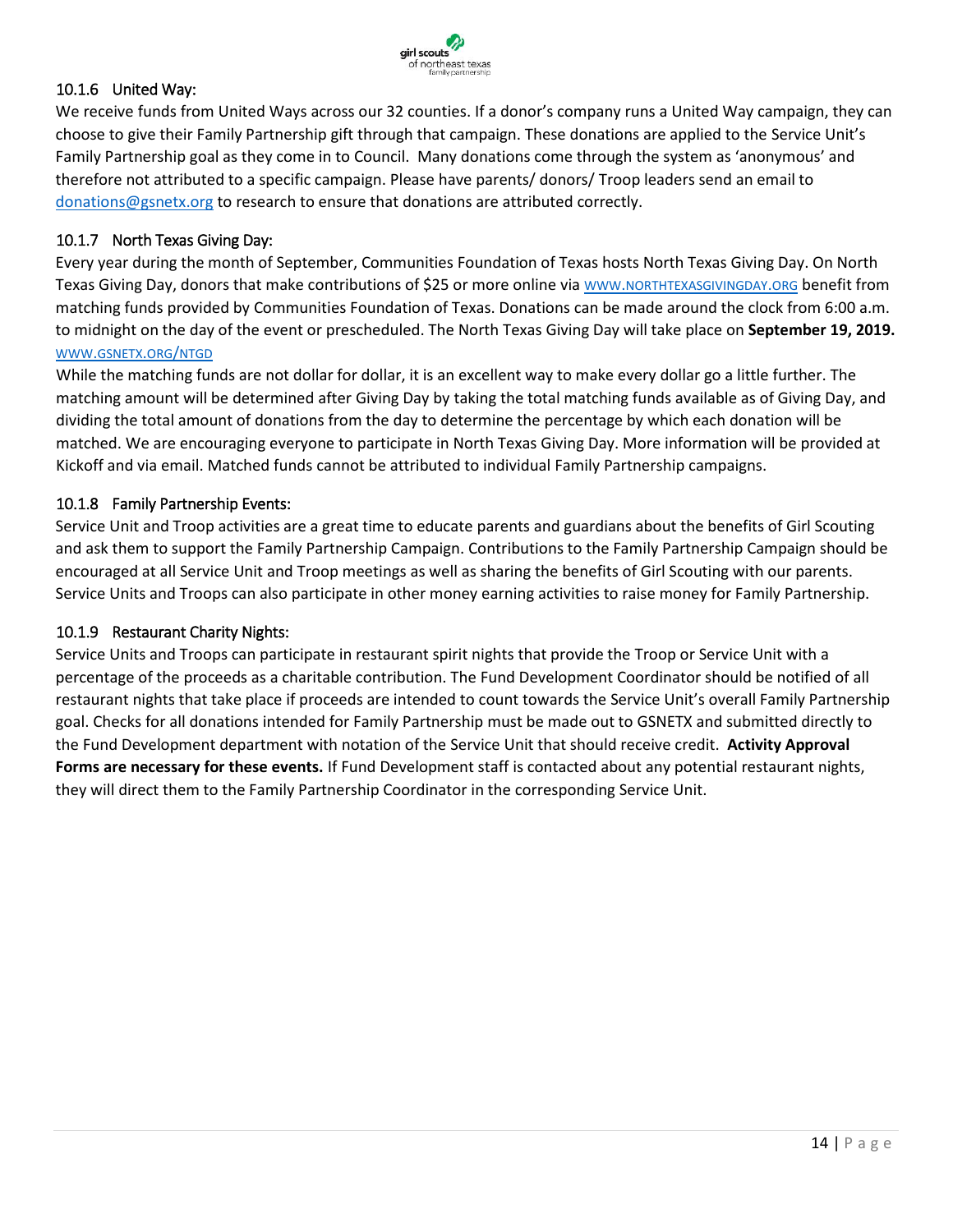### 10.1.6 United Way:

We receive funds from United Ways across our 32 counties. If a donor's company runs a United Way campaign, they can choose to give their Family Partnership gift through that campaign. These donations are applied to the Service Unit's Family Partnership goal as they come in to Council. Many donations come through the system as 'anonymous' and therefore not attributed to a specific campaign. Please have parents/ donors/ Troop leaders send an email to donations@gsnetx.org to research to ensure that donations are attributed correctly.

### 10.1.7 North Texas Giving Day:

Every year during the month of September, Communities Foundation of Texas hosts North Texas Giving Day. On North Texas Giving Day, donors that make contributions of $25 or more online via WWW.NORTHTEXASGIVINGDAY.ORG benefit from matching funds provided by Communities Foundation of Texas. Donations can be made around the clock from 6:00 a.m. to midnight on the day of the event or prescheduled. The North Texas Giving Day will take place on **September 19, 2019.** WWW.GSNETX.ORG/NTGD

While the matching funds are not dollar for dollar, it is an excellent way to make every dollar go a little further. The matching amount will be determined after Giving Day by taking the total matching funds available as of Giving Day, and dividing the total amount of donations from the day to determine the percentage by which each donation will be matched. We are encouraging everyone to participate in North Texas Giving Day. More information will be provided at Kickoff and via email. Matched funds cannot be attributed to individual Family Partnership campaigns.

### 10.1.8 Family Partnership Events:

Service Unit and Troop activities are a great time to educate parents and guardians about the benefits of Girl Scouting and ask them to support the Family Partnership Campaign. Contributions to the Family Partnership Campaign should be encouraged at all Service Unit and Troop meetings as well as sharing the benefits of Girl Scouting with our parents. Service Units and Troops can also participate in other money earning activities to raise money for Family Partnership.

### 10.1.9 Restaurant Charity Nights:

Service Units and Troops can participate in restaurant spirit nights that provide the Troop or Service Unit with a percentage of the proceeds as a charitable contribution. The Fund Development Coordinator should be notified of all restaurant nights that take place if proceeds are intended to count towards the Service Unit's overall Family Partnership goal. Checks for all donations intended for Family Partnership must be made out to GSNETX and submitted directly to the Fund Development department with notation of the Service Unit that should receive credit. **Activity Approval Forms are necessary for these events.** If Fund Development staff is contacted about any potential restaurant nights, they will direct them to the Family Partnership Coordinator in the corresponding Service Unit.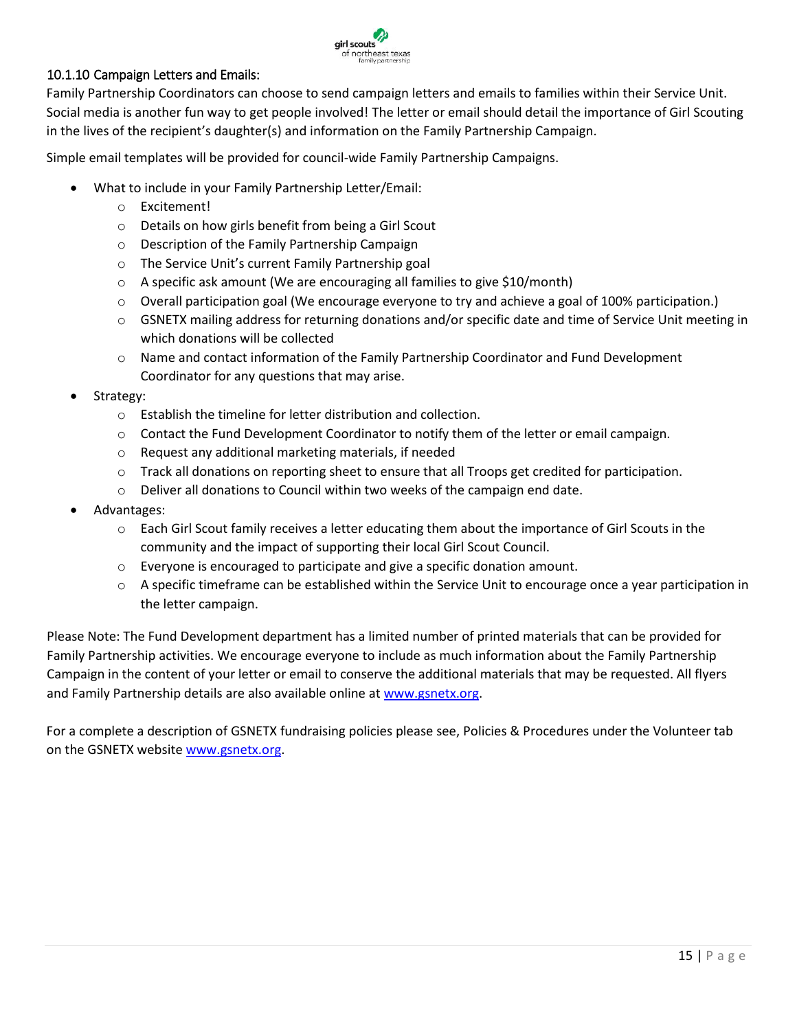### 10.1.10 Campaign Letters and Emails:

Family Partnership Coordinators can choose to send campaign letters and emails to families within their Service Unit. Social media is another fun way to get people involved! The letter or email should detail the importance of Girl Scouting in the lives of the recipient's daughter(s) and information on the Family Partnership Campaign.

Simple email templates will be provided for council-wide Family Partnership Campaigns.

- What to include in your Family Partnership Letter/Email:
  - Excitement!
  - Details on how girls benefit from being a Girl Scout
  - Description of the Family Partnership Campaign
  - The Service Unit's current Family Partnership goal
  - A specific ask amount (We are encouraging all families to give $10/month)
  - Overall participation goal (We encourage everyone to try and achieve a goal of 100% participation.)
  - GSNETX mailing address for returning donations and/or specific date and time of Service Unit meeting in which donations will be collected
  - Name and contact information of the Family Partnership Coordinator and Fund Development Coordinator for any questions that may arise.
- Strategy:
  - Establish the timeline for letter distribution and collection.
  - Contact the Fund Development Coordinator to notify them of the letter or email campaign.
  - Request any additional marketing materials, if needed
  - Track all donations on reporting sheet to ensure that all Troops get credited for participation.
  - Deliver all donations to Council within two weeks of the campaign end date.
- Advantages:
  - Each Girl Scout family receives a letter educating them about the importance of Girl Scouts in the community and the impact of supporting their local Girl Scout Council.
  - Everyone is encouraged to participate and give a specific donation amount.
  - A specific timeframe can be established within the Service Unit to encourage once a year participation in the letter campaign.

Please Note: The Fund Development department has a limited number of printed materials that can be provided for Family Partnership activities. We encourage everyone to include as much information about the Family Partnership Campaign in the content of your letter or email to conserve the additional materials that may be requested. All flyers and Family Partnership details are also available online at [www.gsnetx.org](http://www.gsnetx.org).

For a complete a description of GSNETX fundraising policies please see, Policies & Procedures under the Volunteer tab on the GSNETX website [www.gsnetx.org](http://www.gsnetx.org).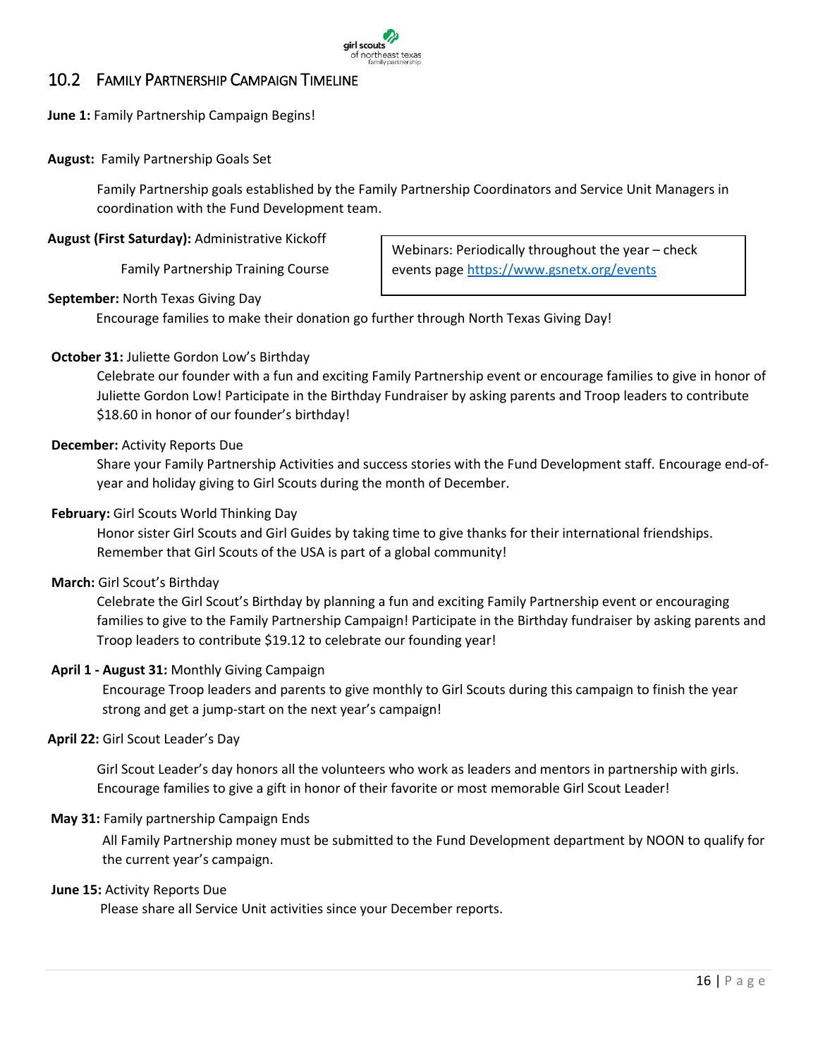## 10.2 Family Partnership Campaign Timeline

**June 1:** Family Partnership Campaign Begins!

**August:** Family Partnership Goals Set

Family Partnership goals established by the Family Partnership Coordinators and Service Unit Managers in coordination with the Fund Development team.

**August (First Saturday):** Administrative Kickoff

Family Partnership Training Course

Webinars: Periodically throughout the year – check events page https://www.gsnetx.org/events

**September:** North Texas Giving Day

Encourage families to make their donation go further through North Texas Giving Day!

**October 31:** Juliette Gordon Low's Birthday

Celebrate our founder with a fun and exciting Family Partnership event or encourage families to give in honor of Juliette Gordon Low! Participate in the Birthday Fundraiser by asking parents and Troop leaders to contribute $18.60 in honor of our founder's birthday!

**December:** Activity Reports Due

Share your Family Partnership Activities and success stories with the Fund Development staff. Encourage end-of-year and holiday giving to Girl Scouts during the month of December.

**February:** Girl Scouts World Thinking Day

Honor sister Girl Scouts and Girl Guides by taking time to give thanks for their international friendships. Remember that Girl Scouts of the USA is part of a global community!

**March:** Girl Scout's Birthday

Celebrate the Girl Scout's Birthday by planning a fun and exciting Family Partnership event or encouraging families to give to the Family Partnership Campaign! Participate in the Birthday fundraiser by asking parents and Troop leaders to contribute $19.12 to celebrate our founding year!

**April 1 - August 31:** Monthly Giving Campaign

Encourage Troop leaders and parents to give monthly to Girl Scouts during this campaign to finish the year strong and get a jump-start on the next year's campaign!

**April 22:** Girl Scout Leader's Day

Girl Scout Leader's day honors all the volunteers who work as leaders and mentors in partnership with girls. Encourage families to give a gift in honor of their favorite or most memorable Girl Scout Leader!

**May 31:** Family partnership Campaign Ends

All Family Partnership money must be submitted to the Fund Development department by NOON to qualify for the current year's campaign.

**June 15:** Activity Reports Due

Please share all Service Unit activities since your December reports.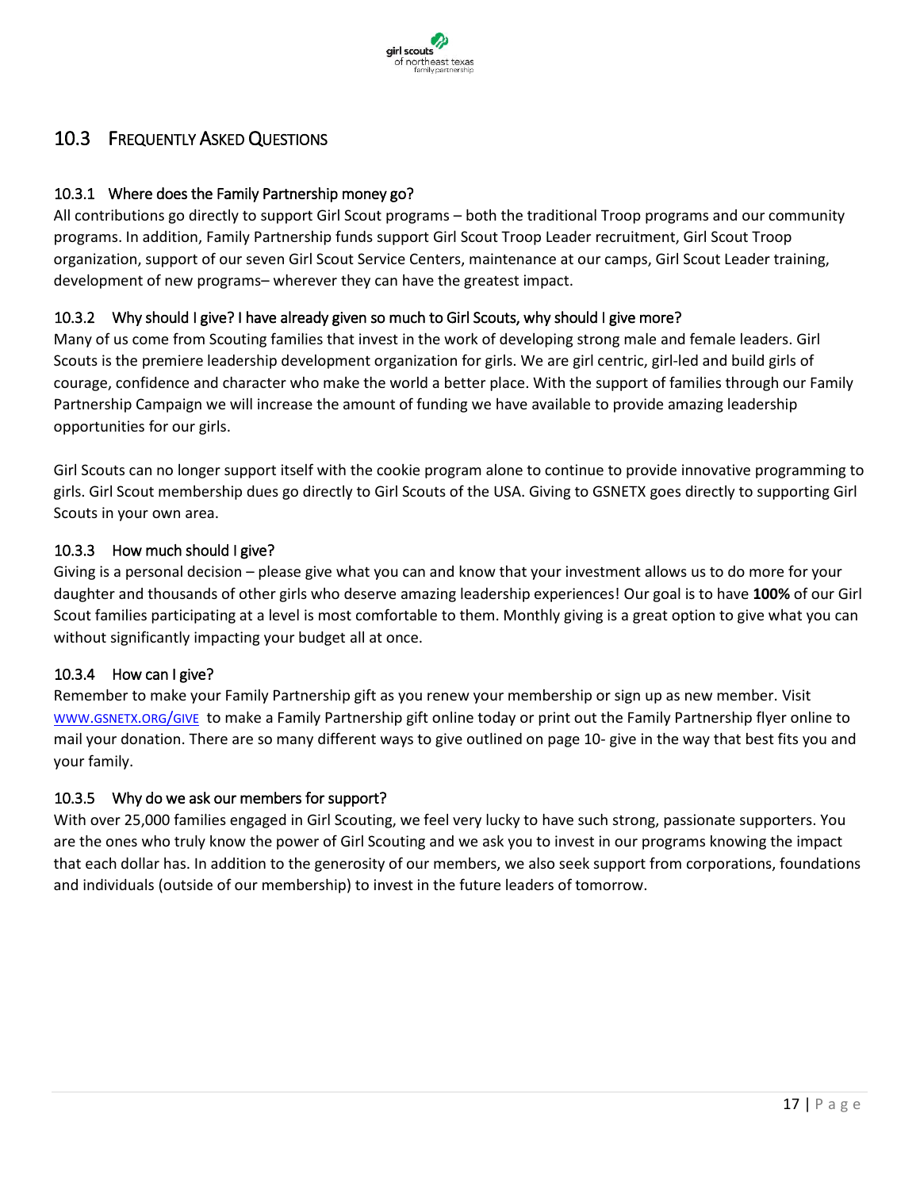## 10.3 Frequently Asked Questions

### 10.3.1 Where does the Family Partnership money go?

All contributions go directly to support Girl Scout programs – both the traditional Troop programs and our community programs. In addition, Family Partnership funds support Girl Scout Troop Leader recruitment, Girl Scout Troop organization, support of our seven Girl Scout Service Centers, maintenance at our camps, Girl Scout Leader training, development of new programs– wherever they can have the greatest impact.

### 10.3.2 Why should I give? I have already given so much to Girl Scouts, why should I give more?

Many of us come from Scouting families that invest in the work of developing strong male and female leaders. Girl Scouts is the premiere leadership development organization for girls. We are girl centric, girl-led and build girls of courage, confidence and character who make the world a better place. With the support of families through our Family Partnership Campaign we will increase the amount of funding we have available to provide amazing leadership opportunities for our girls.

Girl Scouts can no longer support itself with the cookie program alone to continue to provide innovative programming to girls. Girl Scout membership dues go directly to Girl Scouts of the USA. Giving to GSNETX goes directly to supporting Girl Scouts in your own area.

### 10.3.3 How much should I give?

Giving is a personal decision – please give what you can and know that your investment allows us to do more for your daughter and thousands of other girls who deserve amazing leadership experiences! Our goal is to have **100%** of our Girl Scout families participating at a level is most comfortable to them. Monthly giving is a great option to give what you can without significantly impacting your budget all at once.

### 10.3.4 How can I give?

Remember to make your Family Partnership gift as you renew your membership or sign up as new member. Visit WWW.GSNETX.ORG/GIVE to make a Family Partnership gift online today or print out the Family Partnership flyer online to mail your donation. There are so many different ways to give outlined on page 10- give in the way that best fits you and your family.

### 10.3.5 Why do we ask our members for support?

With over 25,000 families engaged in Girl Scouting, we feel very lucky to have such strong, passionate supporters. You are the ones who truly know the power of Girl Scouting and we ask you to invest in our programs knowing the impact that each dollar has. In addition to the generosity of our members, we also seek support from corporations, foundations and individuals (outside of our membership) to invest in the future leaders of tomorrow.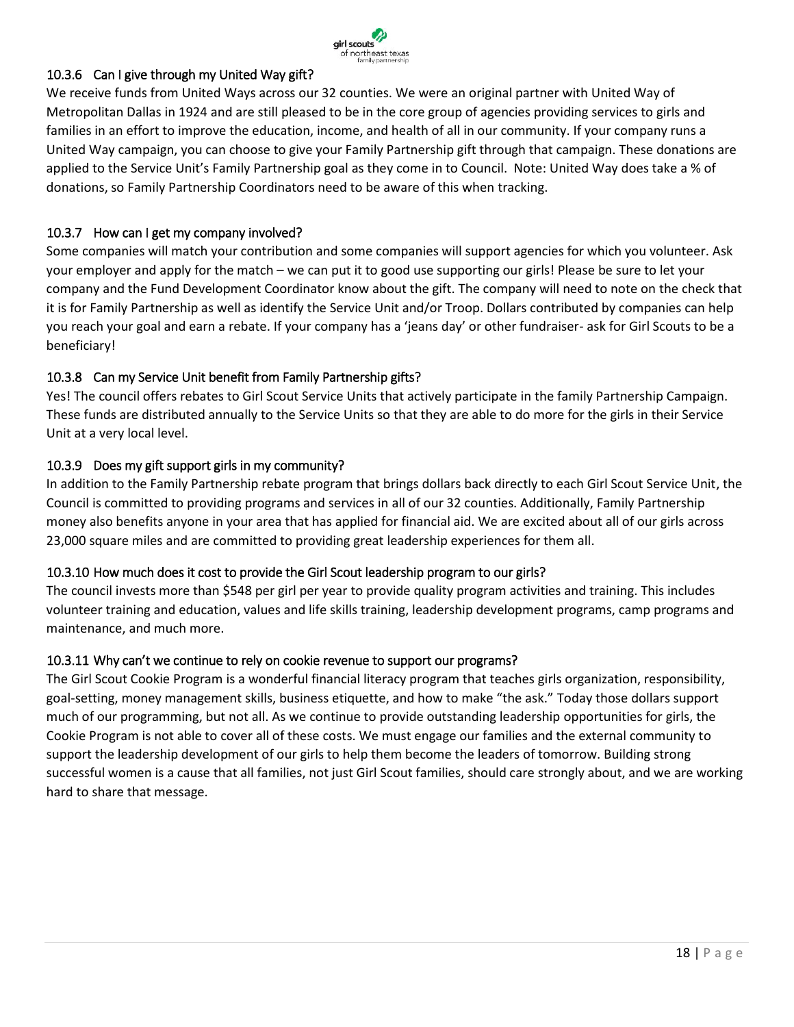### 10.3.6 Can I give through my United Way gift?

We receive funds from United Ways across our 32 counties. We were an original partner with United Way of Metropolitan Dallas in 1924 and are still pleased to be in the core group of agencies providing services to girls and families in an effort to improve the education, income, and health of all in our community. If your company runs a United Way campaign, you can choose to give your Family Partnership gift through that campaign. These donations are applied to the Service Unit's Family Partnership goal as they come in to Council. Note: United Way does take a % of donations, so Family Partnership Coordinators need to be aware of this when tracking.

### 10.3.7 How can I get my company involved?

Some companies will match your contribution and some companies will support agencies for which you volunteer. Ask your employer and apply for the match – we can put it to good use supporting our girls! Please be sure to let your company and the Fund Development Coordinator know about the gift. The company will need to note on the check that it is for Family Partnership as well as identify the Service Unit and/or Troop. Dollars contributed by companies can help you reach your goal and earn a rebate. If your company has a 'jeans day' or other fundraiser- ask for Girl Scouts to be a beneficiary!

### 10.3.8 Can my Service Unit benefit from Family Partnership gifts?

Yes! The council offers rebates to Girl Scout Service Units that actively participate in the family Partnership Campaign. These funds are distributed annually to the Service Units so that they are able to do more for the girls in their Service Unit at a very local level.

### 10.3.9 Does my gift support girls in my community?

In addition to the Family Partnership rebate program that brings dollars back directly to each Girl Scout Service Unit, the Council is committed to providing programs and services in all of our 32 counties. Additionally, Family Partnership money also benefits anyone in your area that has applied for financial aid. We are excited about all of our girls across 23,000 square miles and are committed to providing great leadership experiences for them all.

### 10.3.10 How much does it cost to provide the Girl Scout leadership program to our girls?

The council invests more than $548 per girl per year to provide quality program activities and training. This includes volunteer training and education, values and life skills training, leadership development programs, camp programs and maintenance, and much more.

### 10.3.11 Why can't we continue to rely on cookie revenue to support our programs?

The Girl Scout Cookie Program is a wonderful financial literacy program that teaches girls organization, responsibility, goal-setting, money management skills, business etiquette, and how to make "the ask." Today those dollars support much of our programming, but not all. As we continue to provide outstanding leadership opportunities for girls, the Cookie Program is not able to cover all of these costs. We must engage our families and the external community to support the leadership development of our girls to help them become the leaders of tomorrow. Building strong successful women is a cause that all families, not just Girl Scout families, should care strongly about, and we are working hard to share that message.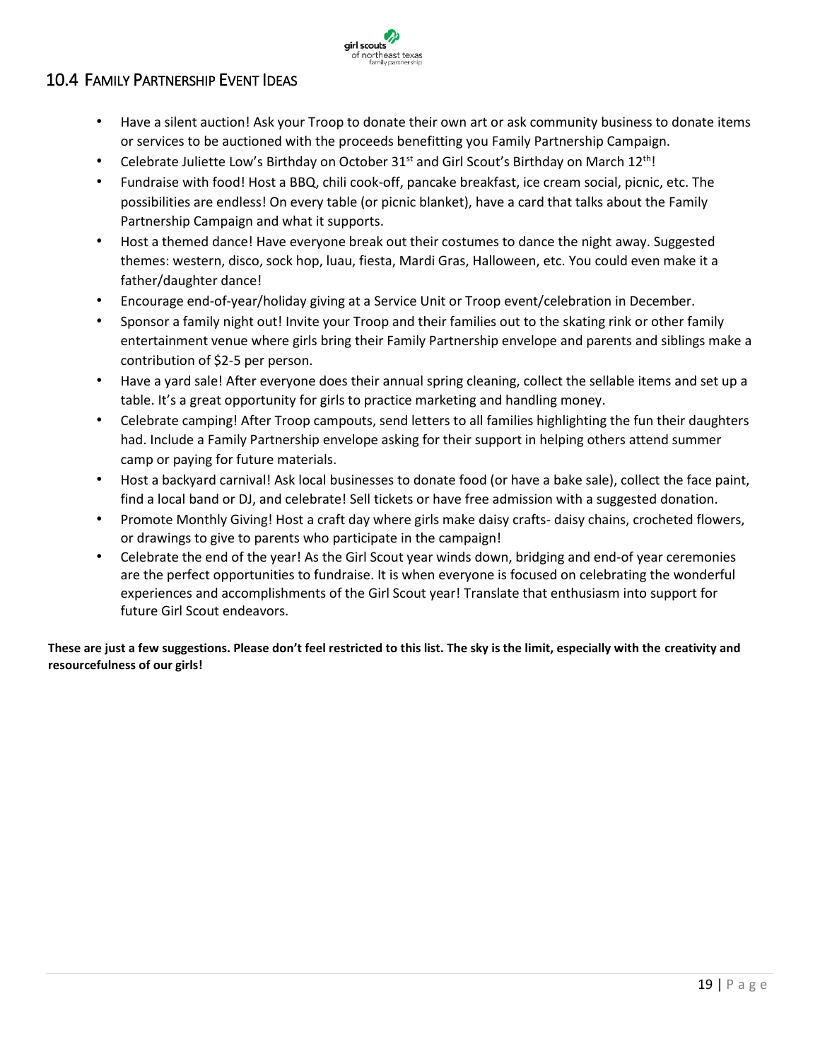## 10.4 Family Partnership Event Ideas

- Have a silent auction! Ask your Troop to donate their own art or ask community business to donate items or services to be auctioned with the proceeds benefitting you Family Partnership Campaign.
- Celebrate Juliette Low's Birthday on October 31st and Girl Scout's Birthday on March 12th!
- Fundraise with food! Host a BBQ, chili cook-off, pancake breakfast, ice cream social, picnic, etc. The possibilities are endless! On every table (or picnic blanket), have a card that talks about the Family Partnership Campaign and what it supports.
- Host a themed dance! Have everyone break out their costumes to dance the night away. Suggested themes: western, disco, sock hop, luau, fiesta, Mardi Gras, Halloween, etc. You could even make it a father/daughter dance!
- Encourage end-of-year/holiday giving at a Service Unit or Troop event/celebration in December.
- Sponsor a family night out! Invite your Troop and their families out to the skating rink or other family entertainment venue where girls bring their Family Partnership envelope and parents and siblings make a contribution of $2-5 per person.
- Have a yard sale! After everyone does their annual spring cleaning, collect the sellable items and set up a table. It's a great opportunity for girls to practice marketing and handling money.
- Celebrate camping! After Troop campouts, send letters to all families highlighting the fun their daughters had. Include a Family Partnership envelope asking for their support in helping others attend summer camp or paying for future materials.
- Host a backyard carnival! Ask local businesses to donate food (or have a bake sale), collect the face paint, find a local band or DJ, and celebrate! Sell tickets or have free admission with a suggested donation.
- Promote Monthly Giving! Host a craft day where girls make daisy crafts- daisy chains, crocheted flowers, or drawings to give to parents who participate in the campaign!
- Celebrate the end of the year! As the Girl Scout year winds down, bridging and end-of year ceremonies are the perfect opportunities to fundraise. It is when everyone is focused on celebrating the wonderful experiences and accomplishments of the Girl Scout year! Translate that enthusiasm into support for future Girl Scout endeavors.

**These are just a few suggestions. Please don't feel restricted to this list. The sky is the limit, especially with the creativity and resourcefulness of our girls!**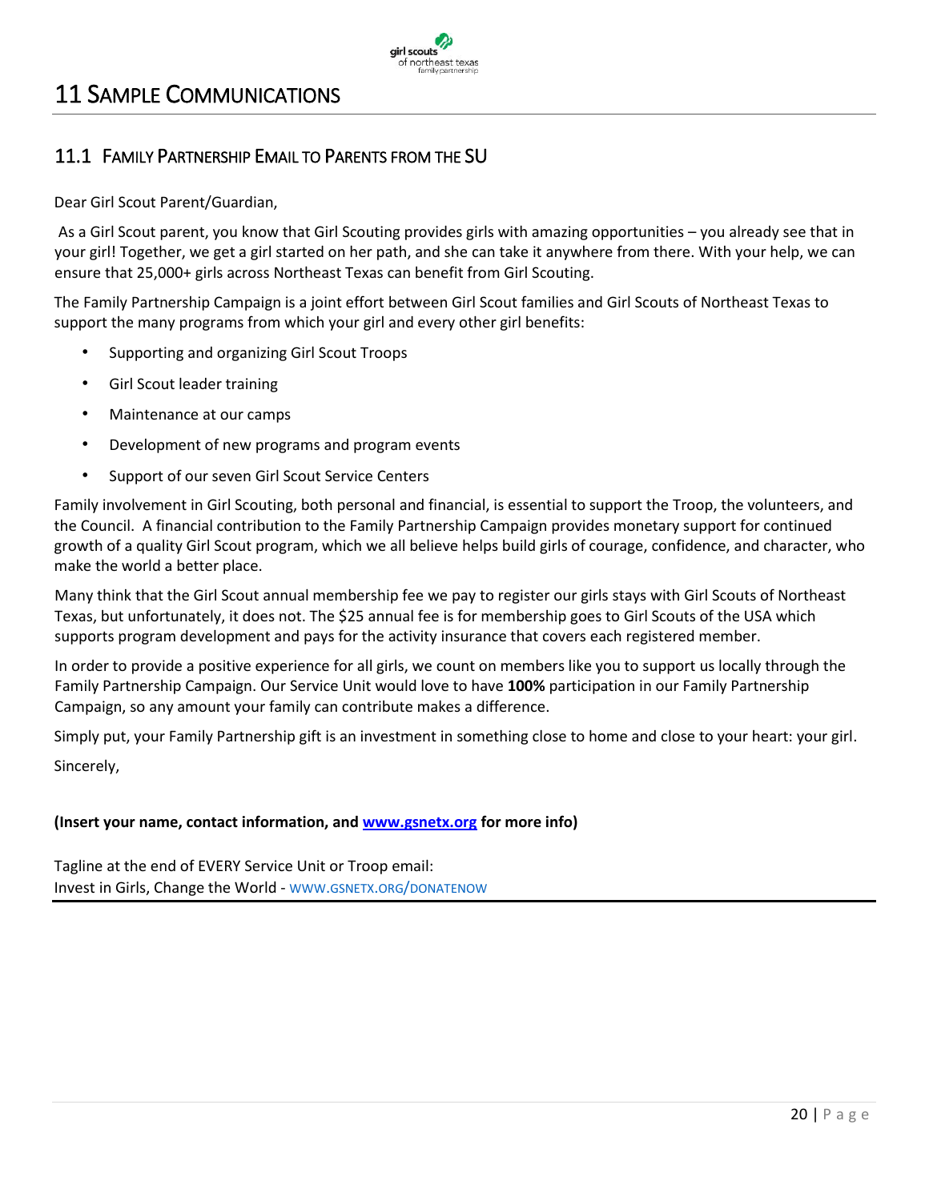# 11 Sample Communications

## 11.1 Family Partnership Email to Parents from the SU

Dear Girl Scout Parent/Guardian,

As a Girl Scout parent, you know that Girl Scouting provides girls with amazing opportunities – you already see that in your girl! Together, we get a girl started on her path, and she can take it anywhere from there. With your help, we can ensure that 25,000+ girls across Northeast Texas can benefit from Girl Scouting.

The Family Partnership Campaign is a joint effort between Girl Scout families and Girl Scouts of Northeast Texas to support the many programs from which your girl and every other girl benefits:

- Supporting and organizing Girl Scout Troops
- Girl Scout leader training
- Maintenance at our camps
- Development of new programs and program events
- Support of our seven Girl Scout Service Centers

Family involvement in Girl Scouting, both personal and financial, is essential to support the Troop, the volunteers, and the Council. A financial contribution to the Family Partnership Campaign provides monetary support for continued growth of a quality Girl Scout program, which we all believe helps build girls of courage, confidence, and character, who make the world a better place.

Many think that the Girl Scout annual membership fee we pay to register our girls stays with Girl Scouts of Northeast Texas, but unfortunately, it does not. The $25 annual fee is for membership goes to Girl Scouts of the USA which supports program development and pays for the activity insurance that covers each registered member.

In order to provide a positive experience for all girls, we count on members like you to support us locally through the Family Partnership Campaign. Our Service Unit would love to have **100%** participation in our Family Partnership Campaign, so any amount your family can contribute makes a difference.

Simply put, your Family Partnership gift is an investment in something close to home and close to your heart: your girl.

Sincerely,

**(Insert your name, contact information, and [www.gsnetx.org](http://www.gsnetx.org) for more info)**

Tagline at the end of EVERY Service Unit or Troop email:
Invest in Girls, Change the World - WWW.GSNETX.ORG/DONATENOW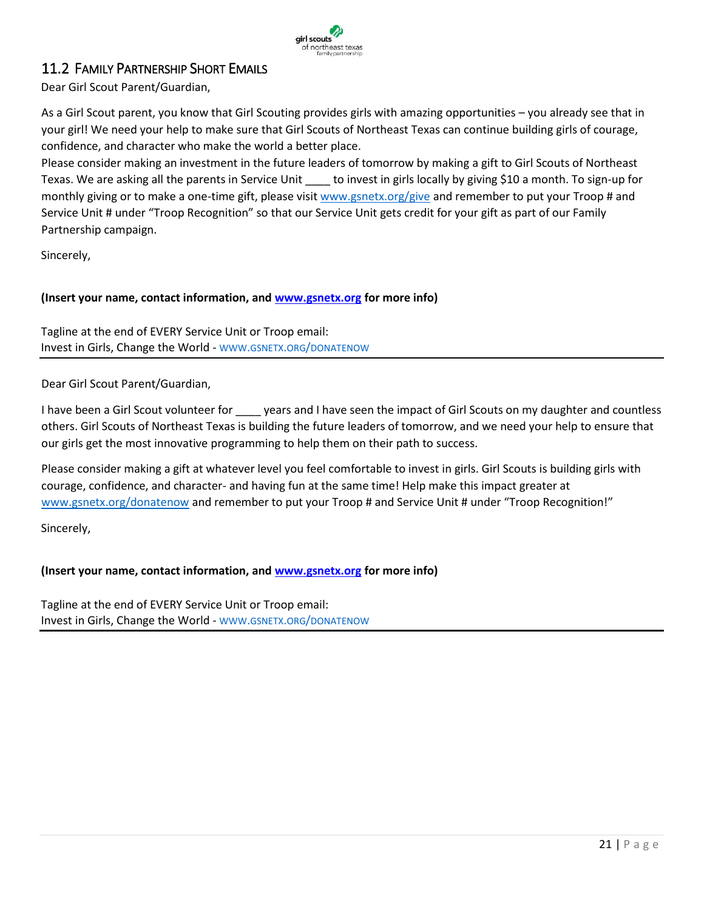## 11.2 Family Partnership Short Emails

Dear Girl Scout Parent/Guardian,

As a Girl Scout parent, you know that Girl Scouting provides girls with amazing opportunities – you already see that in your girl! We need your help to make sure that Girl Scouts of Northeast Texas can continue building girls of courage, confidence, and character who make the world a better place.

Please consider making an investment in the future leaders of tomorrow by making a gift to Girl Scouts of Northeast Texas. We are asking all the parents in Service Unit ____ to invest in girls locally by giving $10 a month. To sign-up for monthly giving or to make a one-time gift, please visit www.gsnetx.org/give and remember to put your Troop # and Service Unit # under "Troop Recognition" so that our Service Unit gets credit for your gift as part of our Family Partnership campaign.

Sincerely,

**(Insert your name, contact information, and www.gsnetx.org for more info)**

Tagline at the end of EVERY Service Unit or Troop email:
Invest in Girls, Change the World - WWW.GSNETX.ORG/DONATENOW

---

Dear Girl Scout Parent/Guardian,

I have been a Girl Scout volunteer for ____ years and I have seen the impact of Girl Scouts on my daughter and countless others. Girl Scouts of Northeast Texas is building the future leaders of tomorrow, and we need your help to ensure that our girls get the most innovative programming to help them on their path to success.

Please consider making a gift at whatever level you feel comfortable to invest in girls. Girl Scouts is building girls with courage, confidence, and character- and having fun at the same time! Help make this impact greater at www.gsnetx.org/donatenow and remember to put your Troop # and Service Unit # under "Troop Recognition!"

Sincerely,

**(Insert your name, contact information, and www.gsnetx.org for more info)**

Tagline at the end of EVERY Service Unit or Troop email:
Invest in Girls, Change the World - WWW.GSNETX.ORG/DONATENOW

---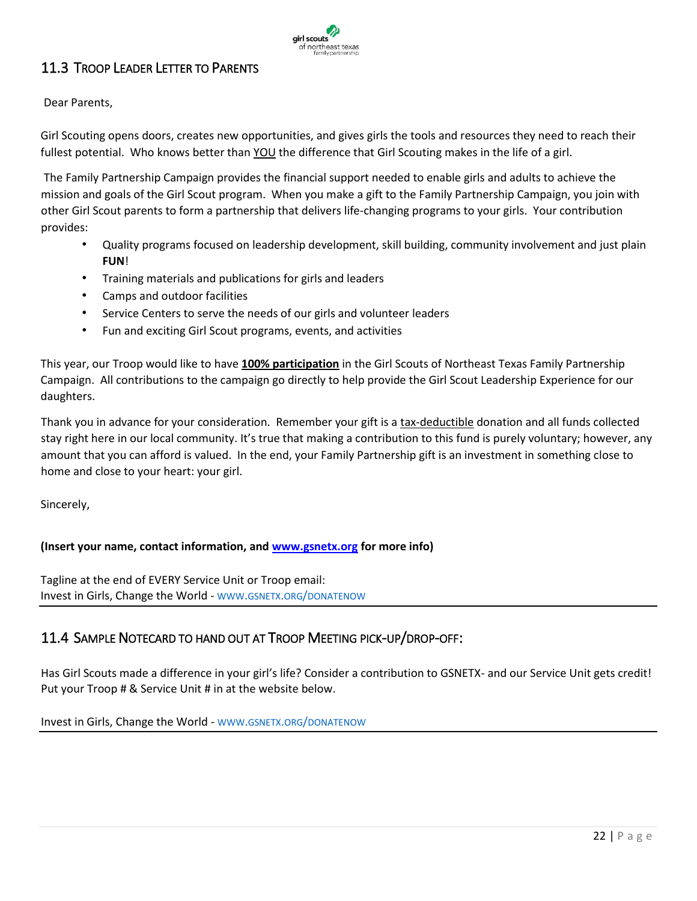## 11.3 Troop Leader Letter to Parents

Dear Parents,

Girl Scouting opens doors, creates new opportunities, and gives girls the tools and resources they need to reach their fullest potential. Who knows better than YOU the difference that Girl Scouting makes in the life of a girl.

The Family Partnership Campaign provides the financial support needed to enable girls and adults to achieve the mission and goals of the Girl Scout program. When you make a gift to the Family Partnership Campaign, you join with other Girl Scout parents to form a partnership that delivers life-changing programs to your girls. Your contribution provides:

- Quality programs focused on leadership development, skill building, community involvement and just plain **FUN**!
- Training materials and publications for girls and leaders
- Camps and outdoor facilities
- Service Centers to serve the needs of our girls and volunteer leaders
- Fun and exciting Girl Scout programs, events, and activities

This year, our Troop would like to have **100% participation** in the Girl Scouts of Northeast Texas Family Partnership Campaign. All contributions to the campaign go directly to help provide the Girl Scout Leadership Experience for our daughters.

Thank you in advance for your consideration. Remember your gift is a tax-deductible donation and all funds collected stay right here in our local community. It's true that making a contribution to this fund is purely voluntary; however, any amount that you can afford is valued. In the end, your Family Partnership gift is an investment in something close to home and close to your heart: your girl.

Sincerely,

**(Insert your name, contact information, and www.gsnetx.org for more info)**

Tagline at the end of EVERY Service Unit or Troop email:
Invest in Girls, Change the World - WWW.GSNETX.ORG/DONATENOW

## 11.4 Sample Notecard to Hand Out at Troop Meeting Pick-up/Drop-off:

Has Girl Scouts made a difference in your girl's life? Consider a contribution to GSNETX- and our Service Unit gets credit! Put your Troop # & Service Unit # in at the website below.

Invest in Girls, Change the World - WWW.GSNETX.ORG/DONATENOW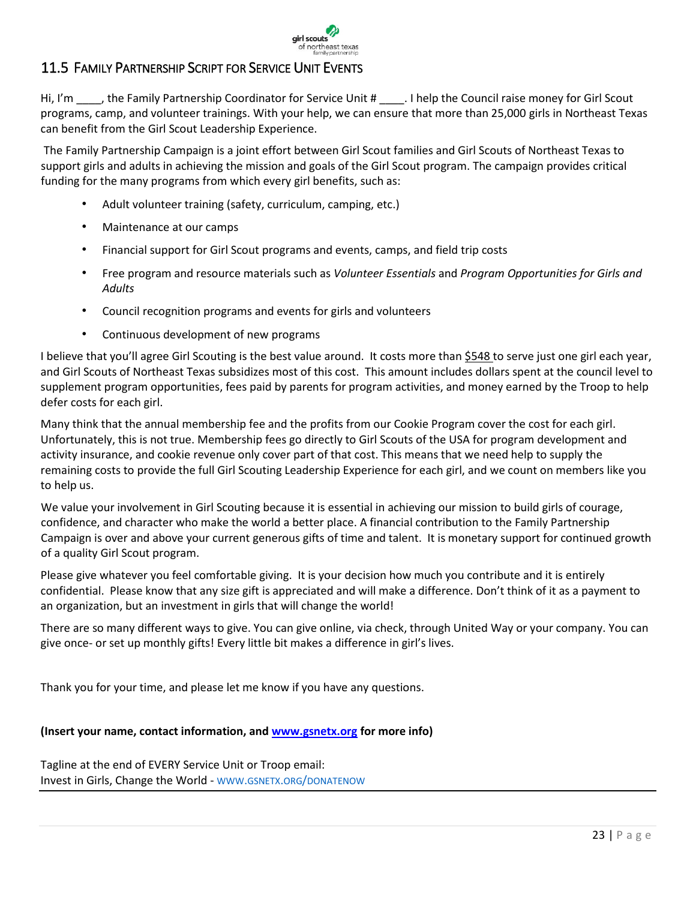## 11.5 Family Partnership Script for Service Unit Events

Hi, I'm ____, the Family Partnership Coordinator for Service Unit # ____. I help the Council raise money for Girl Scout programs, camp, and volunteer trainings. With your help, we can ensure that more than 25,000 girls in Northeast Texas can benefit from the Girl Scout Leadership Experience.

The Family Partnership Campaign is a joint effort between Girl Scout families and Girl Scouts of Northeast Texas to support girls and adults in achieving the mission and goals of the Girl Scout program. The campaign provides critical funding for the many programs from which every girl benefits, such as:

- Adult volunteer training (safety, curriculum, camping, etc.)
- Maintenance at our camps
- Financial support for Girl Scout programs and events, camps, and field trip costs
- Free program and resource materials such as *Volunteer Essentials* and *Program Opportunities for Girls and Adults*
- Council recognition programs and events for girls and volunteers
- Continuous development of new programs

I believe that you'll agree Girl Scouting is the best value around. It costs more than $548 to serve just one girl each year, and Girl Scouts of Northeast Texas subsidizes most of this cost. This amount includes dollars spent at the council level to supplement program opportunities, fees paid by parents for program activities, and money earned by the Troop to help defer costs for each girl.

Many think that the annual membership fee and the profits from our Cookie Program cover the cost for each girl. Unfortunately, this is not true. Membership fees go directly to Girl Scouts of the USA for program development and activity insurance, and cookie revenue only cover part of that cost. This means that we need help to supply the remaining costs to provide the full Girl Scouting Leadership Experience for each girl, and we count on members like you to help us.

We value your involvement in Girl Scouting because it is essential in achieving our mission to build girls of courage, confidence, and character who make the world a better place. A financial contribution to the Family Partnership Campaign is over and above your current generous gifts of time and talent. It is monetary support for continued growth of a quality Girl Scout program.

Please give whatever you feel comfortable giving. It is your decision how much you contribute and it is entirely confidential. Please know that any size gift is appreciated and will make a difference. Don't think of it as a payment to an organization, but an investment in girls that will change the world!

There are so many different ways to give. You can give online, via check, through United Way or your company. You can give once- or set up monthly gifts! Every little bit makes a difference in girl's lives.

Thank you for your time, and please let me know if you have any questions.

**(Insert your name, contact information, and [www.gsnetx.org](http://www.gsnetx.org) for more info)**

Tagline at the end of EVERY Service Unit or Troop email:
Invest in Girls, Change the World - WWW.GSNETX.ORG/DONATENOW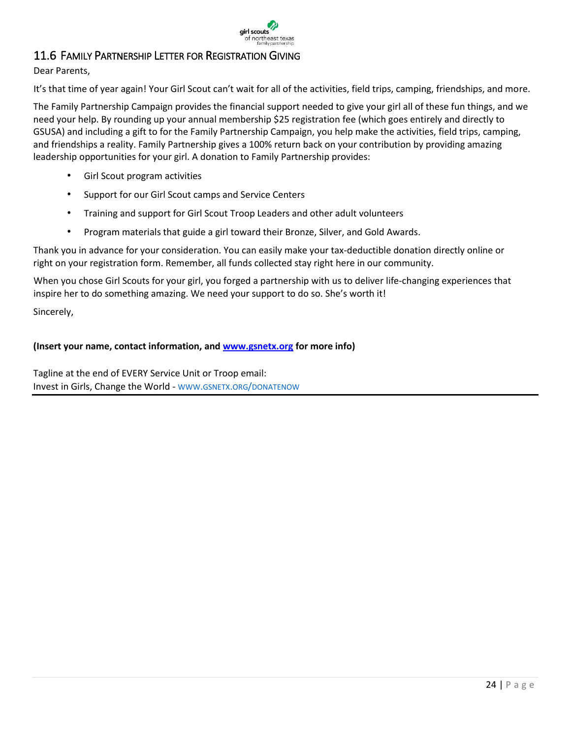## 11.6 Family Partnership Letter for Registration Giving

Dear Parents,

It's that time of year again! Your Girl Scout can't wait for all of the activities, field trips, camping, friendships, and more.

The Family Partnership Campaign provides the financial support needed to give your girl all of these fun things, and we need your help. By rounding up your annual membership $25 registration fee (which goes entirely and directly to GSUSA) and including a gift to for the Family Partnership Campaign, you help make the activities, field trips, camping, and friendships a reality. Family Partnership gives a 100% return back on your contribution by providing amazing leadership opportunities for your girl. A donation to Family Partnership provides:

- Girl Scout program activities
- Support for our Girl Scout camps and Service Centers
- Training and support for Girl Scout Troop Leaders and other adult volunteers
- Program materials that guide a girl toward their Bronze, Silver, and Gold Awards.

Thank you in advance for your consideration. You can easily make your tax-deductible donation directly online or right on your registration form. Remember, all funds collected stay right here in our community.

When you chose Girl Scouts for your girl, you forged a partnership with us to deliver life-changing experiences that inspire her to do something amazing. We need your support to do so. She's worth it!

Sincerely,

**(Insert your name, contact information, and www.gsnetx.org for more info)**

Tagline at the end of EVERY Service Unit or Troop email:
Invest in Girls, Change the World - WWW.GSNETX.ORG/DONATENOW